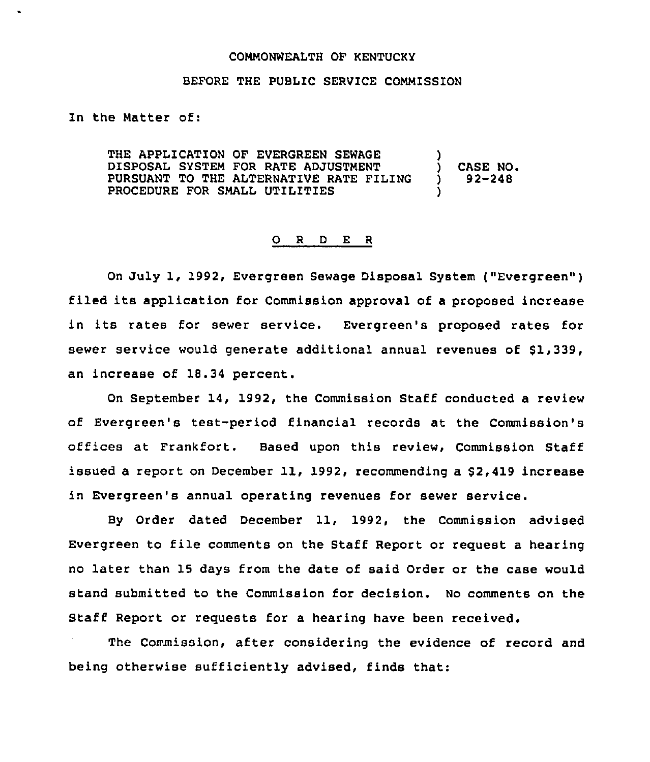COMMONWEALTH OF KENTUCKY

BEFORE THE PUBLIC SERVICE COMMISSION

In the Matter of:

| | | |
|---|---|---|
| THE APPLICATION OF EVERGREEN SEWAGE DISPOSAL SYSTEM FOR RATE ADJUSTMENT PURSUANT TO THE ALTERNATIVE RATE FILING PROCEDURE FOR SMALL UTILITIES | ) ) ) ) | CASE NO. 92-248 |

## O R D E R

On July 1, 1992, Evergreen Sewage Disposal System ("Evergreen") filed its application for Commission approval of a proposed increase in its rates for sewer service. Evergreen's proposed rates for sewer service would generate additional annual revenues of $1,339, an increase of 18.34 percent.

On September 14, 1992, the Commission Staff conducted a review of Evergreen's test-period financial records at the Commission's offices at Frankfort. Based upon this review, Commission Staff issued a report on December 11, 1992, recommending a $2,419 increase in Evergreen's annual operating revenues for sewer service.

By Order dated December 11, 1992, the Commission advised Evergreen to file comments on the Staff Report or request a hearing no later than 15 days from the date of said Order or the case would stand submitted to the Commission for decision. No comments on the Staff Report or requests for a hearing have been received.

The Commission, after considering the evidence of record and being otherwise sufficiently advised, finds that: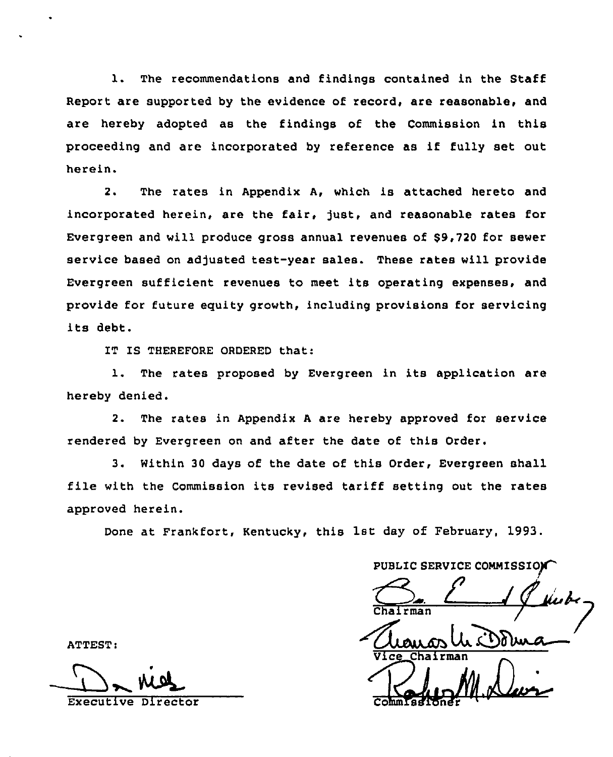1. The recommendations and findings contained in the Staff Report are supported by the evidence of record, are reasonable, and are hereby adopted as the findings of the Commission in this proceeding and are incorporated by reference as if fully set out herein.

2. The rates in Appendix A, which is attached hereto and incorporated herein, are the fair, just, and reasonable rates for Evergreen and will produce gross annual revenues of $9,720 for sewer service based on adjusted test-year sales. These rates will provide Evergreen sufficient revenues to meet its operating expenses, and provide for future equity growth, including provisions for servicing its debt.

IT IS THEREFORE ORDERED that:

1. The rates proposed by Evergreen in its application are hereby denied.

2. The rates in Appendix A are hereby approved for service rendered by Evergreen on and after the date of this Order.

3. Within 30 days of the date of this Order, Evergreen shall file with the Commission its revised tariff setting out the rates approved herein.

Done at Frankfort, Kentucky, this 1st day of February, 1993.

PUBLIC SERVICE COMMISSION

Chairman

Vice Chairman

Commissioner

ATTEST:

Executive Director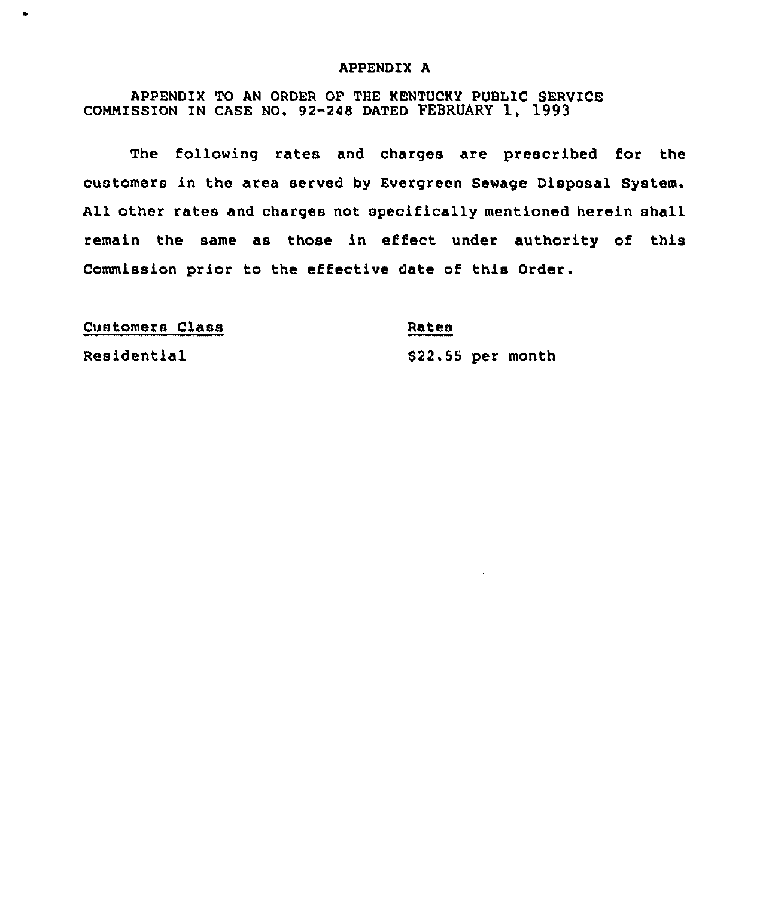# APPENDIX A

APPENDIX TO AN ORDER OF THE KENTUCKY PUBLIC SERVICE COMMISSION IN CASE NO. 92-248 DATED FEBRUARY 1, 1993

The following rates and charges are prescribed for the customers in the area served by Evergreen Sewage Disposal System. All other rates and charges not specifically mentioned herein shall remain the same as those in effect under authority of this Commission prior to the effective date of this Order.

| Customers Class | Rates |
|---|---|
| Residential | $22.55 per month |